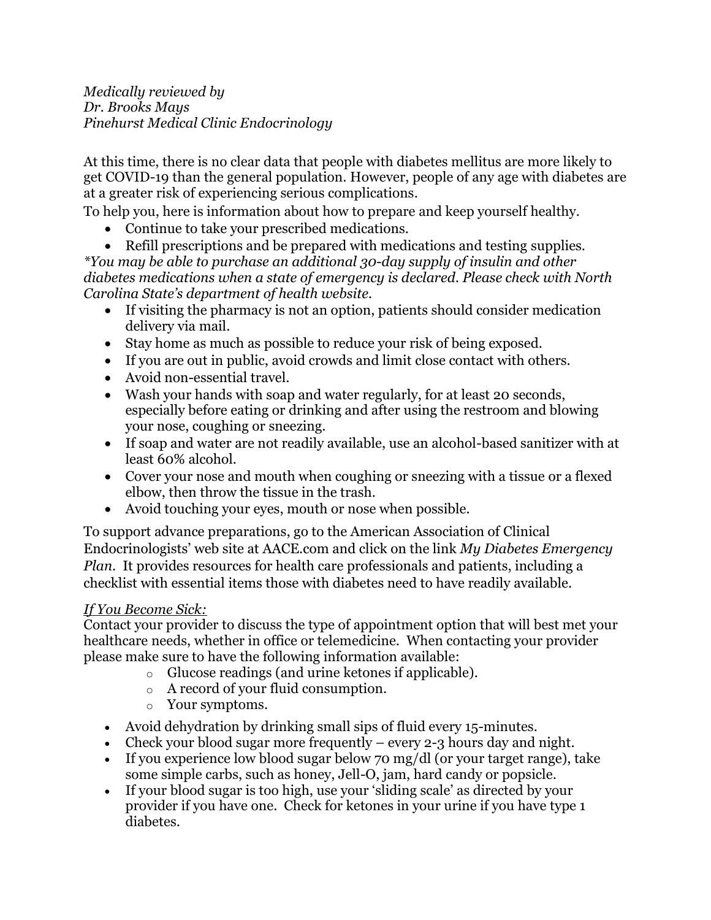*Medically reviewed by*
*Dr. Brooks Mays*
*Pinehurst Medical Clinic Endocrinology*

At this time, there is no clear data that people with diabetes mellitus are more likely to get COVID-19 than the general population. However, people of any age with diabetes are at a greater risk of experiencing serious complications.

To help you, here is information about how to prepare and keep yourself healthy.

- Continue to take your prescribed medications.
- Refill prescriptions and be prepared with medications and testing supplies.

**You may be able to purchase an additional 30-day supply of insulin and other diabetes medications when a state of emergency is declared. Please check with North Carolina State's department of health website.*

- If visiting the pharmacy is not an option, patients should consider medication delivery via mail.
- Stay home as much as possible to reduce your risk of being exposed.
- If you are out in public, avoid crowds and limit close contact with others.
- Avoid non-essential travel.
- Wash your hands with soap and water regularly, for at least 20 seconds, especially before eating or drinking and after using the restroom and blowing your nose, coughing or sneezing.
- If soap and water are not readily available, use an alcohol-based sanitizer with at least 60% alcohol.
- Cover your nose and mouth when coughing or sneezing with a tissue or a flexed elbow, then throw the tissue in the trash.
- Avoid touching your eyes, mouth or nose when possible.

To support advance preparations, go to the American Association of Clinical Endocrinologists' web site at AACE.com and click on the link *My Diabetes Emergency Plan*. It provides resources for health care professionals and patients, including a checklist with essential items those with diabetes need to have readily available.

*If You Become Sick:*

Contact your provider to discuss the type of appointment option that will best met your healthcare needs, whether in office or telemedicine. When contacting your provider please make sure to have the following information available:

- Glucose readings (and urine ketones if applicable).
- A record of your fluid consumption.
- Your symptoms.

- Avoid dehydration by drinking small sips of fluid every 15-minutes.
- Check your blood sugar more frequently – every 2-3 hours day and night.
- If you experience low blood sugar below 70 mg/dl (or your target range), take some simple carbs, such as honey, Jell-O, jam, hard candy or popsicle.
- If your blood sugar is too high, use your 'sliding scale' as directed by your provider if you have one. Check for ketones in your urine if you have type 1 diabetes.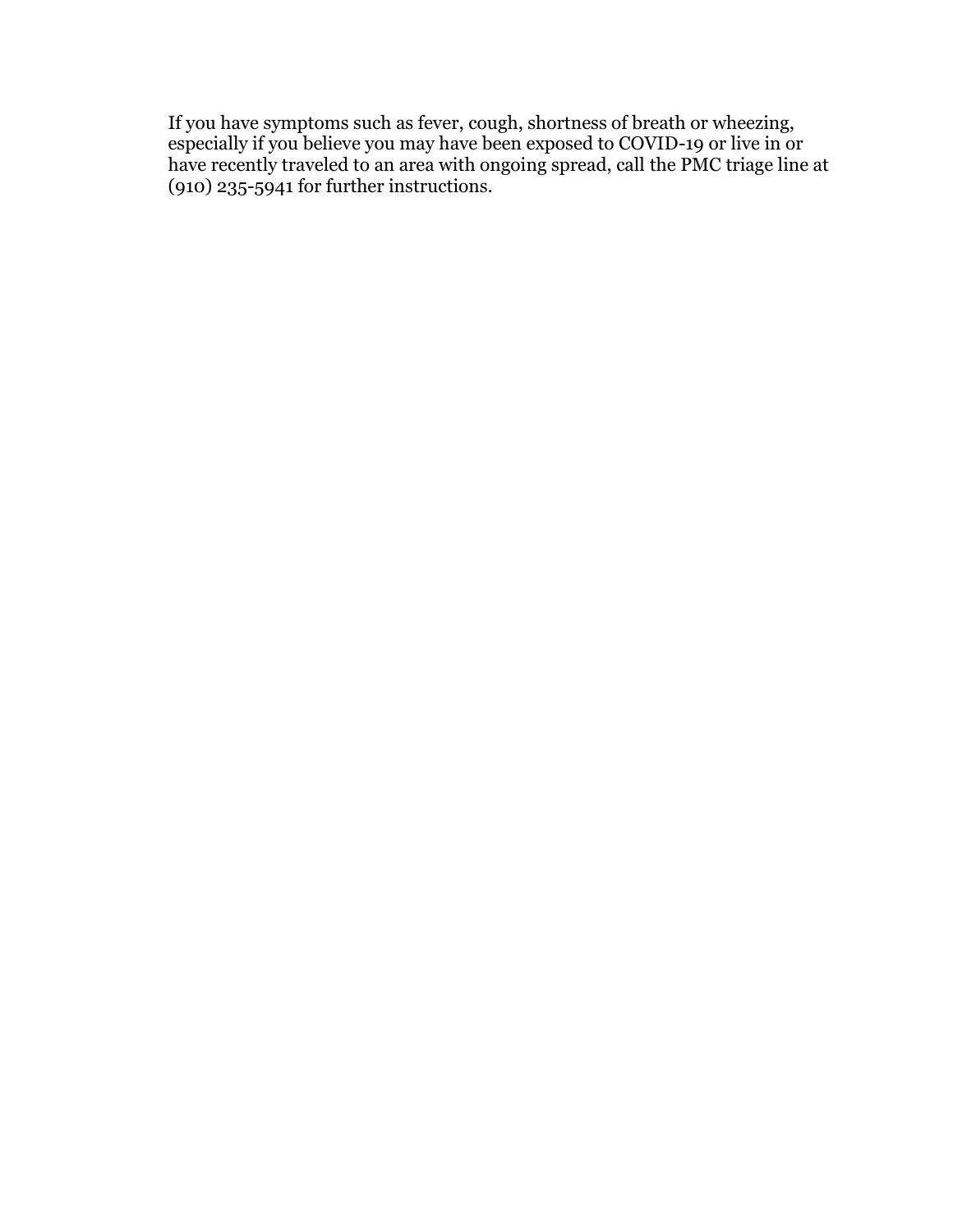If you have symptoms such as fever, cough, shortness of breath or wheezing, especially if you believe you may have been exposed to COVID-19 or live in or have recently traveled to an area with ongoing spread, call the PMC triage line at (910) 235-5941 for further instructions.